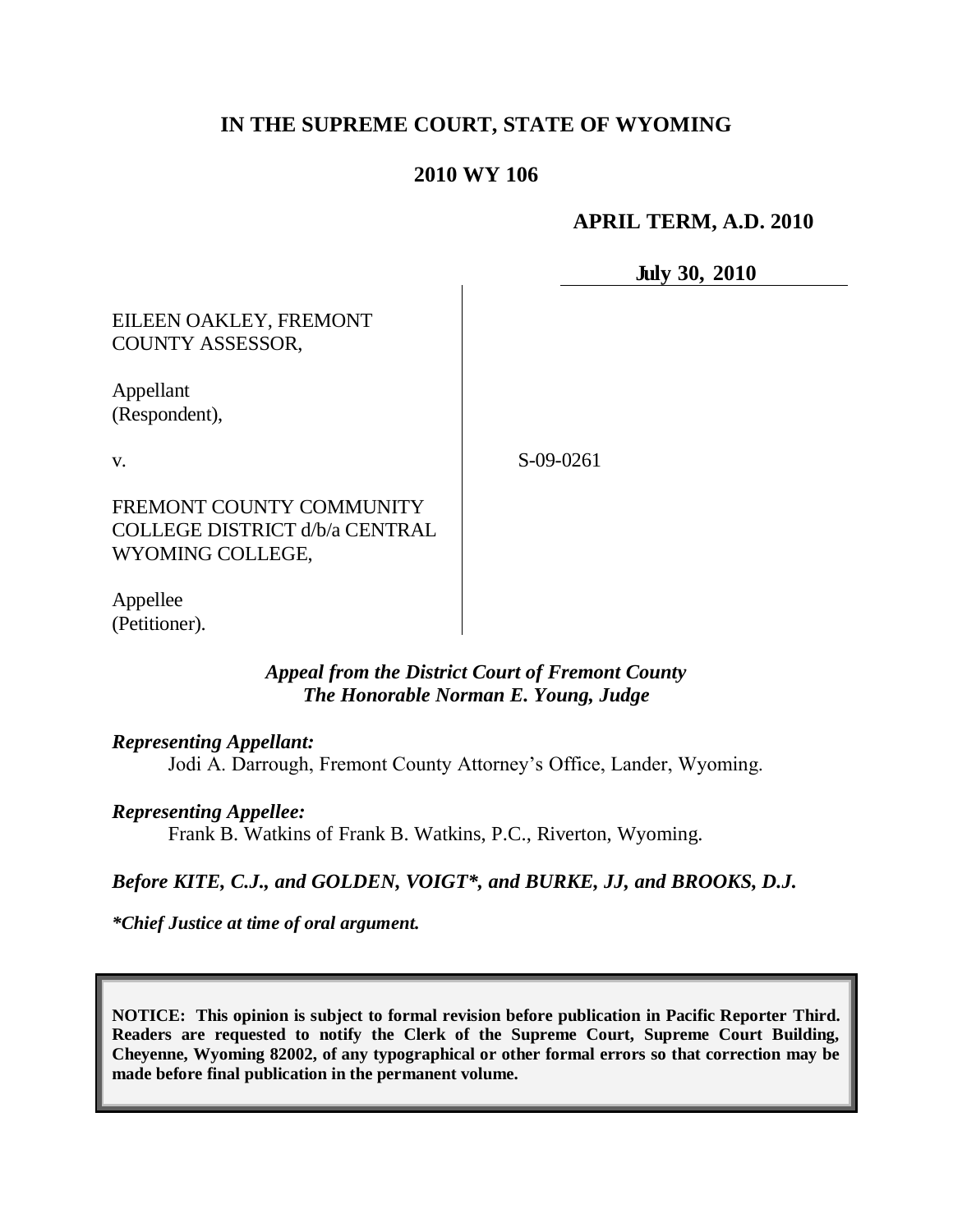# IN THE SUPREME COURT, STATE OF WYOMING

## 2010 WY 106

**APRIL TERM, A.D. 2010**

**July 30, 2010**

| | |
|---|---|
| EILEEN OAKLEY, FREMONT COUNTY ASSESSOR,<br><br>Appellant (Respondent),<br><br>v.<br><br>FREMONT COUNTY COMMUNITY COLLEGE DISTRICT d/b/a CENTRAL WYOMING COLLEGE,<br><br>Appellee (Petitioner). | S-09-0261 |

***Appeal from the District Court of Fremont County***
***The Honorable Norman E. Young, Judge***

***Representing Appellant:***
Jodi A. Darrough, Fremont County Attorney's Office, Lander, Wyoming.

***Representing Appellee:***
Frank B. Watkins of Frank B. Watkins, P.C., Riverton, Wyoming.

***Before KITE, C.J., and GOLDEN, VOIGT\*, and BURKE, JJ, and BROOKS, D.J.***

***\*Chief Justice at time of oral argument.***

**NOTICE: This opinion is subject to formal revision before publication in Pacific Reporter Third. Readers are requested to notify the Clerk of the Supreme Court, Supreme Court Building, Cheyenne, Wyoming 82002, of any typographical or other formal errors so that correction may be made before final publication in the permanent volume.**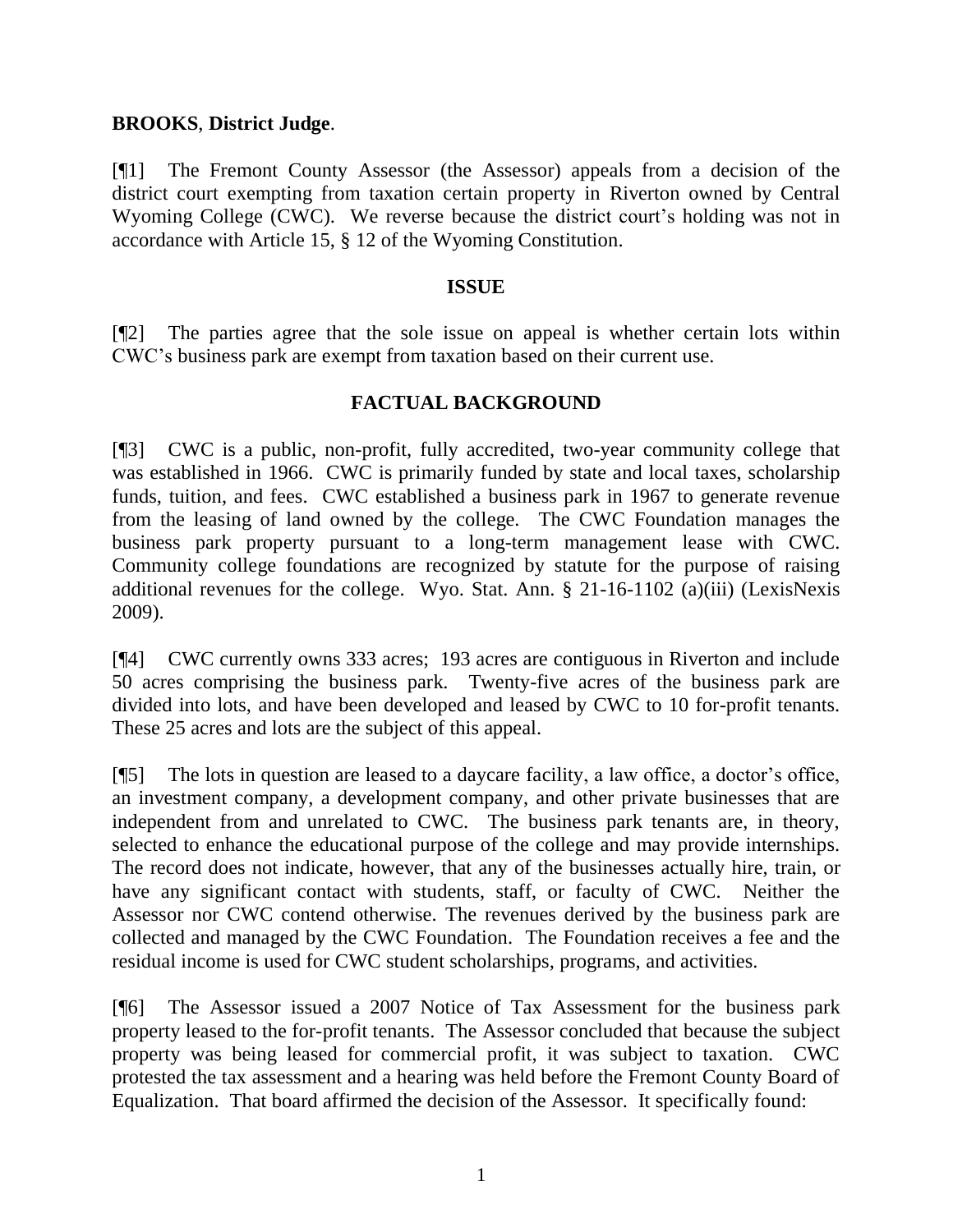**BROOKS**, **District Judge**.

[¶1] The Fremont County Assessor (the Assessor) appeals from a decision of the district court exempting from taxation certain property in Riverton owned by Central Wyoming College (CWC). We reverse because the district court's holding was not in accordance with Article 15, § 12 of the Wyoming Constitution.

## ISSUE

[¶2] The parties agree that the sole issue on appeal is whether certain lots within CWC's business park are exempt from taxation based on their current use.

## FACTUAL BACKGROUND

[¶3] CWC is a public, non-profit, fully accredited, two-year community college that was established in 1966. CWC is primarily funded by state and local taxes, scholarship funds, tuition, and fees. CWC established a business park in 1967 to generate revenue from the leasing of land owned by the college. The CWC Foundation manages the business park property pursuant to a long-term management lease with CWC. Community college foundations are recognized by statute for the purpose of raising additional revenues for the college. Wyo. Stat. Ann. § 21-16-1102 (a)(iii) (LexisNexis 2009).

[¶4] CWC currently owns 333 acres; 193 acres are contiguous in Riverton and include 50 acres comprising the business park. Twenty-five acres of the business park are divided into lots, and have been developed and leased by CWC to 10 for-profit tenants. These 25 acres and lots are the subject of this appeal.

[¶5] The lots in question are leased to a daycare facility, a law office, a doctor's office, an investment company, a development company, and other private businesses that are independent from and unrelated to CWC. The business park tenants are, in theory, selected to enhance the educational purpose of the college and may provide internships. The record does not indicate, however, that any of the businesses actually hire, train, or have any significant contact with students, staff, or faculty of CWC. Neither the Assessor nor CWC contend otherwise. The revenues derived by the business park are collected and managed by the CWC Foundation. The Foundation receives a fee and the residual income is used for CWC student scholarships, programs, and activities.

[¶6] The Assessor issued a 2007 Notice of Tax Assessment for the business park property leased to the for-profit tenants. The Assessor concluded that because the subject property was being leased for commercial profit, it was subject to taxation. CWC protested the tax assessment and a hearing was held before the Fremont County Board of Equalization. That board affirmed the decision of the Assessor. It specifically found: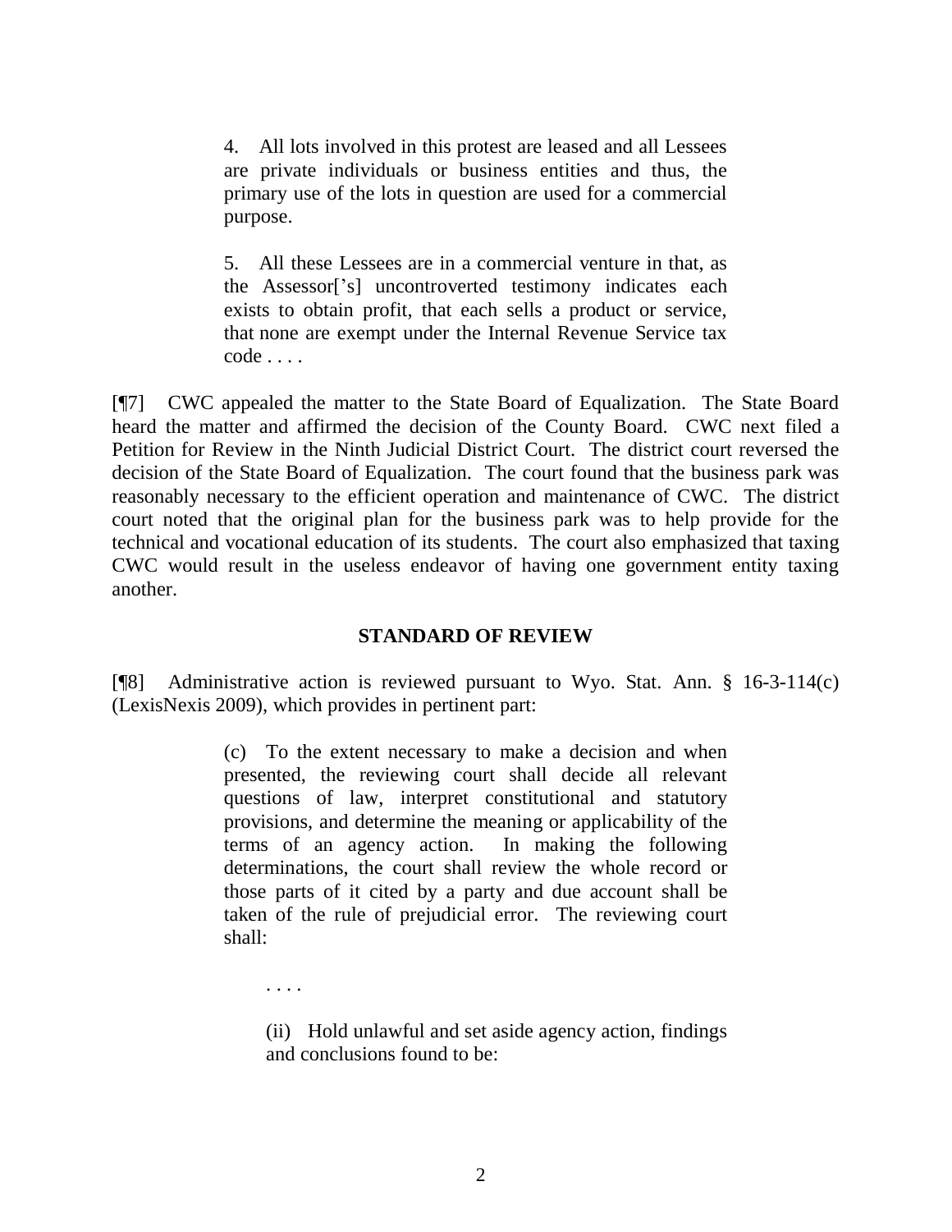> 4. All lots involved in this protest are leased and all Lessees are private individuals or business entities and thus, the primary use of the lots in question are used for a commercial purpose.
>
> 5. All these Lessees are in a commercial venture in that, as the Assessor['s] uncontroverted testimony indicates each exists to obtain profit, that each sells a product or service, that none are exempt under the Internal Revenue Service tax code . . . .

[¶7] CWC appealed the matter to the State Board of Equalization. The State Board heard the matter and affirmed the decision of the County Board. CWC next filed a Petition for Review in the Ninth Judicial District Court. The district court reversed the decision of the State Board of Equalization. The court found that the business park was reasonably necessary to the efficient operation and maintenance of CWC. The district court noted that the original plan for the business park was to help provide for the technical and vocational education of its students. The court also emphasized that taxing CWC would result in the useless endeavor of having one government entity taxing another.

## STANDARD OF REVIEW

[¶8] Administrative action is reviewed pursuant to Wyo. Stat. Ann. § 16-3-114(c) (LexisNexis 2009), which provides in pertinent part:

> (c) To the extent necessary to make a decision and when presented, the reviewing court shall decide all relevant questions of law, interpret constitutional and statutory provisions, and determine the meaning or applicability of the terms of an agency action. In making the following determinations, the court shall review the whole record or those parts of it cited by a party and due account shall be taken of the rule of prejudicial error. The reviewing court shall:
>
> . . . .
>
> (ii) Hold unlawful and set aside agency action, findings and conclusions found to be: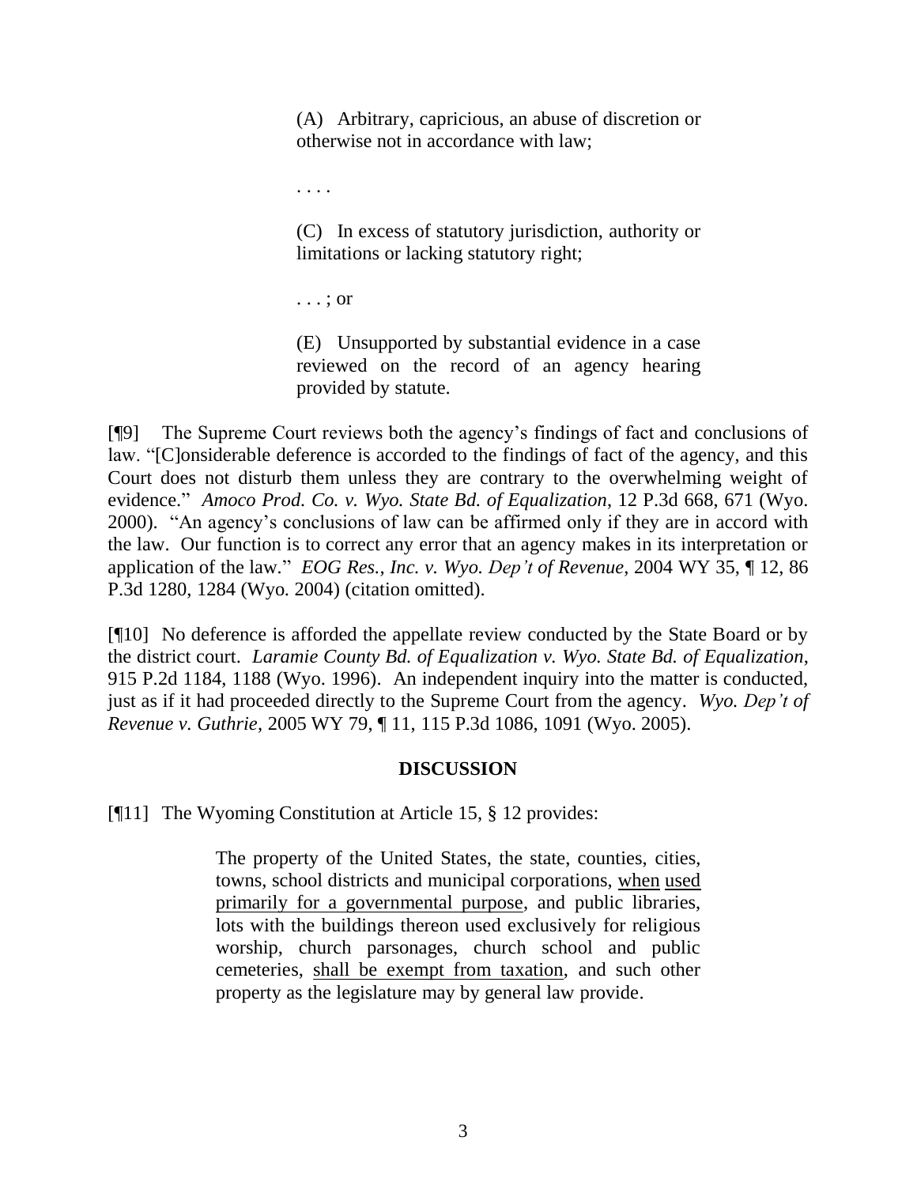> (A) Arbitrary, capricious, an abuse of discretion or otherwise not in accordance with law;
>
> . . . .
>
> (C) In excess of statutory jurisdiction, authority or limitations or lacking statutory right;
>
> . . . ; or
>
> (E) Unsupported by substantial evidence in a case reviewed on the record of an agency hearing provided by statute.

[¶9] The Supreme Court reviews both the agency's findings of fact and conclusions of law. "[C]onsiderable deference is accorded to the findings of fact of the agency, and this Court does not disturb them unless they are contrary to the overwhelming weight of evidence." *Amoco Prod. Co. v. Wyo. State Bd. of Equalization*, 12 P.3d 668, 671 (Wyo. 2000). "An agency's conclusions of law can be affirmed only if they are in accord with the law. Our function is to correct any error that an agency makes in its interpretation or application of the law." *EOG Res., Inc. v. Wyo. Dep't of Revenue*, 2004 WY 35, ¶ 12, 86 P.3d 1280, 1284 (Wyo. 2004) (citation omitted).

[¶10] No deference is afforded the appellate review conducted by the State Board or by the district court. *Laramie County Bd. of Equalization v. Wyo. State Bd. of Equalization*, 915 P.2d 1184, 1188 (Wyo. 1996). An independent inquiry into the matter is conducted, just as if it had proceeded directly to the Supreme Court from the agency. *Wyo. Dep't of Revenue v. Guthrie*, 2005 WY 79, ¶ 11, 115 P.3d 1086, 1091 (Wyo. 2005).

## DISCUSSION

[¶11] The Wyoming Constitution at Article 15, § 12 provides:

> The property of the United States, the state, counties, cities, towns, school districts and municipal corporations, <u>when used primarily for a governmental purpose</u>, and public libraries, lots with the buildings thereon used exclusively for religious worship, church parsonages, church school and public cemeteries, <u>shall be exempt from taxation</u>, and such other property as the legislature may by general law provide.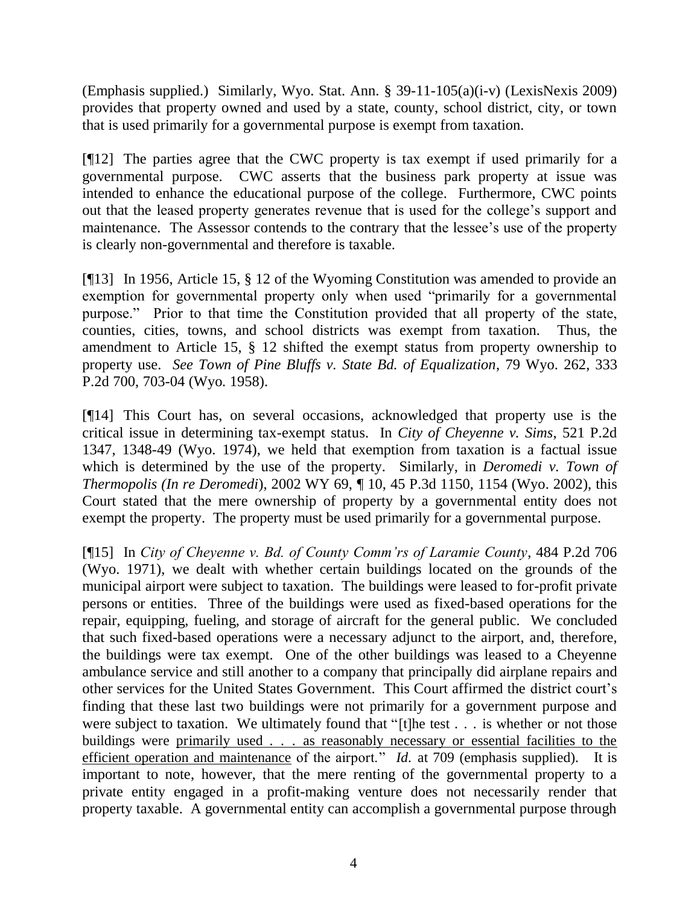(Emphasis supplied.) Similarly, Wyo. Stat. Ann. § 39-11-105(a)(i-v) (LexisNexis 2009) provides that property owned and used by a state, county, school district, city, or town that is used primarily for a governmental purpose is exempt from taxation.

[¶12] The parties agree that the CWC property is tax exempt if used primarily for a governmental purpose. CWC asserts that the business park property at issue was intended to enhance the educational purpose of the college. Furthermore, CWC points out that the leased property generates revenue that is used for the college's support and maintenance. The Assessor contends to the contrary that the lessee's use of the property is clearly non-governmental and therefore is taxable.

[¶13] In 1956, Article 15, § 12 of the Wyoming Constitution was amended to provide an exemption for governmental property only when used "primarily for a governmental purpose." Prior to that time the Constitution provided that all property of the state, counties, cities, towns, and school districts was exempt from taxation. Thus, the amendment to Article 15, § 12 shifted the exempt status from property ownership to property use. *See Town of Pine Bluffs v. State Bd. of Equalization*, 79 Wyo. 262, 333 P.2d 700, 703-04 (Wyo. 1958).

[¶14] This Court has, on several occasions, acknowledged that property use is the critical issue in determining tax-exempt status. In *City of Cheyenne v. Sims*, 521 P.2d 1347, 1348-49 (Wyo. 1974), we held that exemption from taxation is a factual issue which is determined by the use of the property. Similarly, in *Deromedi v. Town of Thermopolis (In re Deromedi)*, 2002 WY 69, ¶ 10, 45 P.3d 1150, 1154 (Wyo. 2002), this Court stated that the mere ownership of property by a governmental entity does not exempt the property. The property must be used primarily for a governmental purpose.

[¶15] In *City of Cheyenne v. Bd. of County Comm'rs of Laramie County*, 484 P.2d 706 (Wyo. 1971), we dealt with whether certain buildings located on the grounds of the municipal airport were subject to taxation. The buildings were leased to for-profit private persons or entities. Three of the buildings were used as fixed-based operations for the repair, equipping, fueling, and storage of aircraft for the general public. We concluded that such fixed-based operations were a necessary adjunct to the airport, and, therefore, the buildings were tax exempt. One of the other buildings was leased to a Cheyenne ambulance service and still another to a company that principally did airplane repairs and other services for the United States Government. This Court affirmed the district court's finding that these last two buildings were not primarily for a government purpose and were subject to taxation. We ultimately found that "[t]he test . . . is whether or not those buildings were <u>primarily used . . . as reasonably necessary or essential facilities to the efficient operation and maintenance</u> of the airport." *Id.* at 709 (emphasis supplied). It is important to note, however, that the mere renting of the governmental property to a private entity engaged in a profit-making venture does not necessarily render that property taxable. A governmental entity can accomplish a governmental purpose through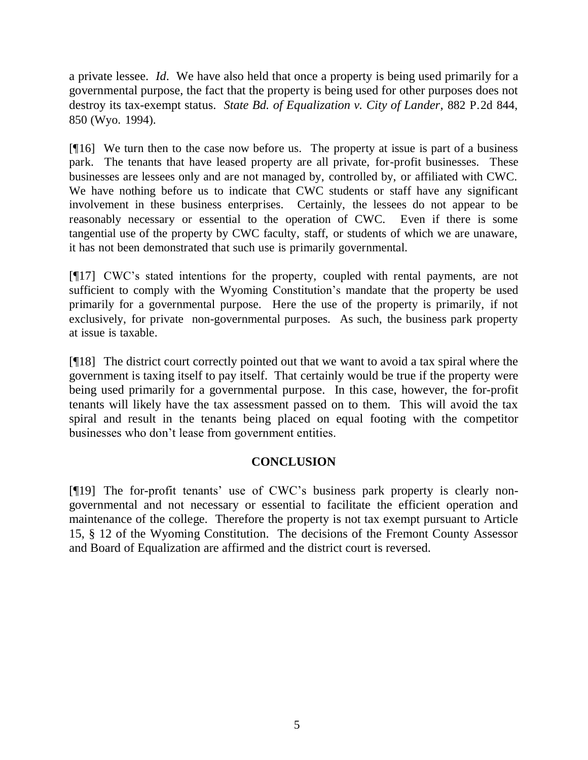a private lessee. *Id*. We have also held that once a property is being used primarily for a governmental purpose, the fact that the property is being used for other purposes does not destroy its tax-exempt status. *State Bd. of Equalization v. City of Lander*, 882 P.2d 844, 850 (Wyo. 1994).

[¶16] We turn then to the case now before us. The property at issue is part of a business park. The tenants that have leased property are all private, for-profit businesses. These businesses are lessees only and are not managed by, controlled by, or affiliated with CWC. We have nothing before us to indicate that CWC students or staff have any significant involvement in these business enterprises. Certainly, the lessees do not appear to be reasonably necessary or essential to the operation of CWC. Even if there is some tangential use of the property by CWC faculty, staff, or students of which we are unaware, it has not been demonstrated that such use is primarily governmental.

[¶17] CWC's stated intentions for the property, coupled with rental payments, are not sufficient to comply with the Wyoming Constitution's mandate that the property be used primarily for a governmental purpose. Here the use of the property is primarily, if not exclusively, for private non-governmental purposes. As such, the business park property at issue is taxable.

[¶18] The district court correctly pointed out that we want to avoid a tax spiral where the government is taxing itself to pay itself. That certainly would be true if the property were being used primarily for a governmental purpose. In this case, however, the for-profit tenants will likely have the tax assessment passed on to them. This will avoid the tax spiral and result in the tenants being placed on equal footing with the competitor businesses who don't lease from government entities.

## CONCLUSION

[¶19] The for-profit tenants' use of CWC's business park property is clearly non-governmental and not necessary or essential to facilitate the efficient operation and maintenance of the college. Therefore the property is not tax exempt pursuant to Article 15, § 12 of the Wyoming Constitution. The decisions of the Fremont County Assessor and Board of Equalization are affirmed and the district court is reversed.